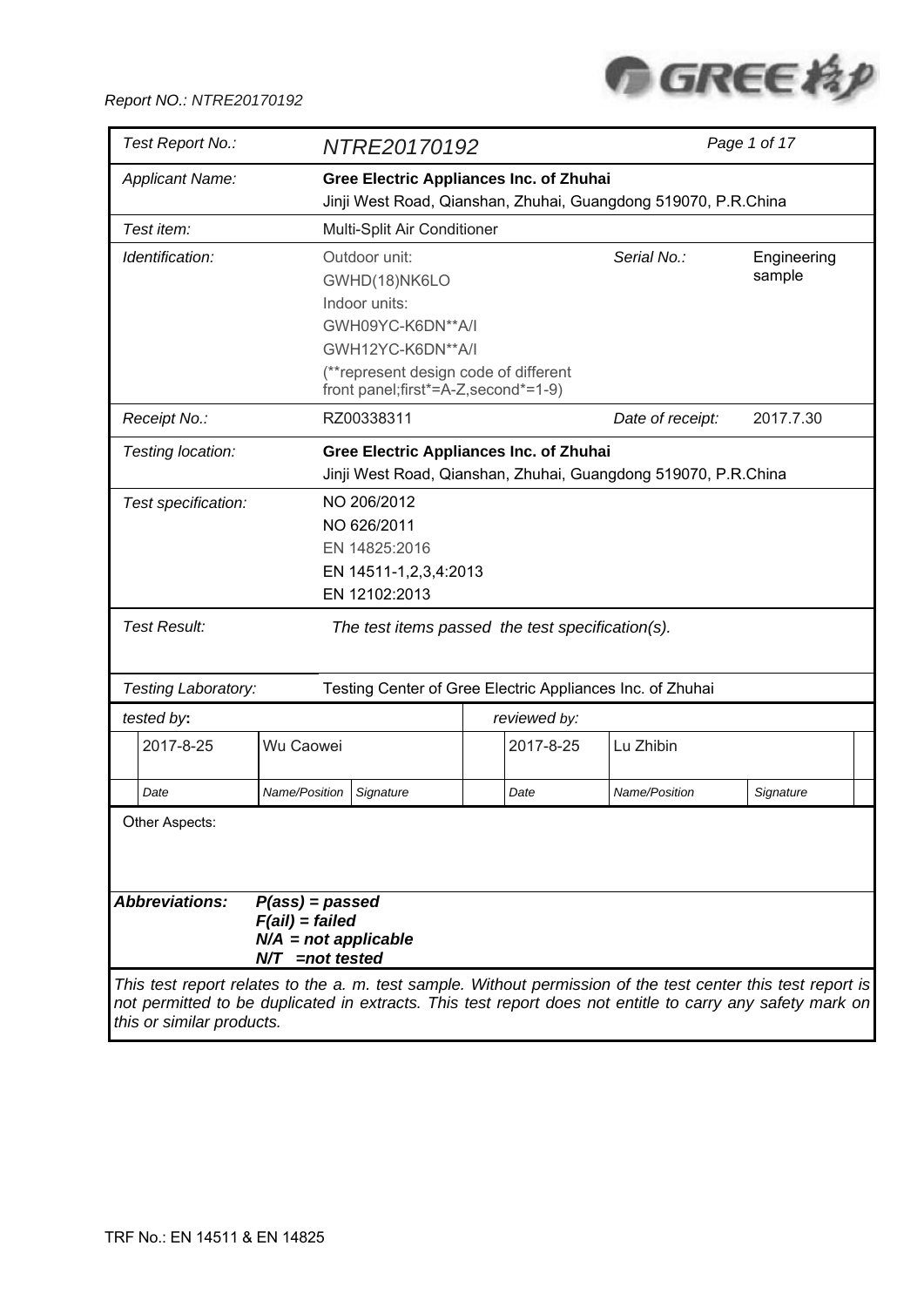| Test Report No.: | NTRE20170192 | | |
|---|---|---|---|
| Applicant Name: | **Gree Electric Appliances Inc. of Zhuhai**<br>Jinji West Road, Qianshan, Zhuhai, Guangdong 519070, P.R.China | | |
| Test item: | Multi-Split Air Conditioner | | |
| Identification: | Outdoor unit:<br>GWHD(18)NK6LO<br>Indoor units:<br>GWH09YC-K6DN**A/I<br>GWH12YC-K6DN**A/I<br>(**represent design code of different front panel;first*=A-Z,second*=1-9) | Serial No.: | Engineering sample |
| Receipt No.: | RZ00338311 | Date of receipt: | 2017.7.30 |
| Testing location: | **Gree Electric Appliances Inc. of Zhuhai**<br>Jinji West Road, Qianshan, Zhuhai, Guangdong 519070, P.R.China | | |
| Test specification: | NO 206/2012<br>NO 626/2011<br>EN 14825:2016<br>EN 14511-1,2,3,4:2013<br>EN 12102:2013 | | |
| Test Result: | *The test items passed the test specification(s).* | | |
| Testing Laboratory: | Testing Center of Gree Electric Appliances Inc. of Zhuhai | | |

| *tested by:* | | | *reviewed by:* | | |
|---|---|---|---|---|---|
| 2017-8-25 | Wu Caowei | | 2017-8-25 | Lu Zhibin | |
| *Date* | *Name/Position* | *Signature* | *Date* | *Name/Position* | *Signature* |

Other Aspects:

***Abbreviations:***
***P(ass) = passed***
***F(ail) = failed***
***N/A = not applicable***
***N/T =not tested***

*This test report relates to the a. m. test sample. Without permission of the test center this test report is not permitted to be duplicated in extracts. This test report does not entitle to carry any safety mark on this or similar products.*

TRF No.: EN 14511 & EN 14825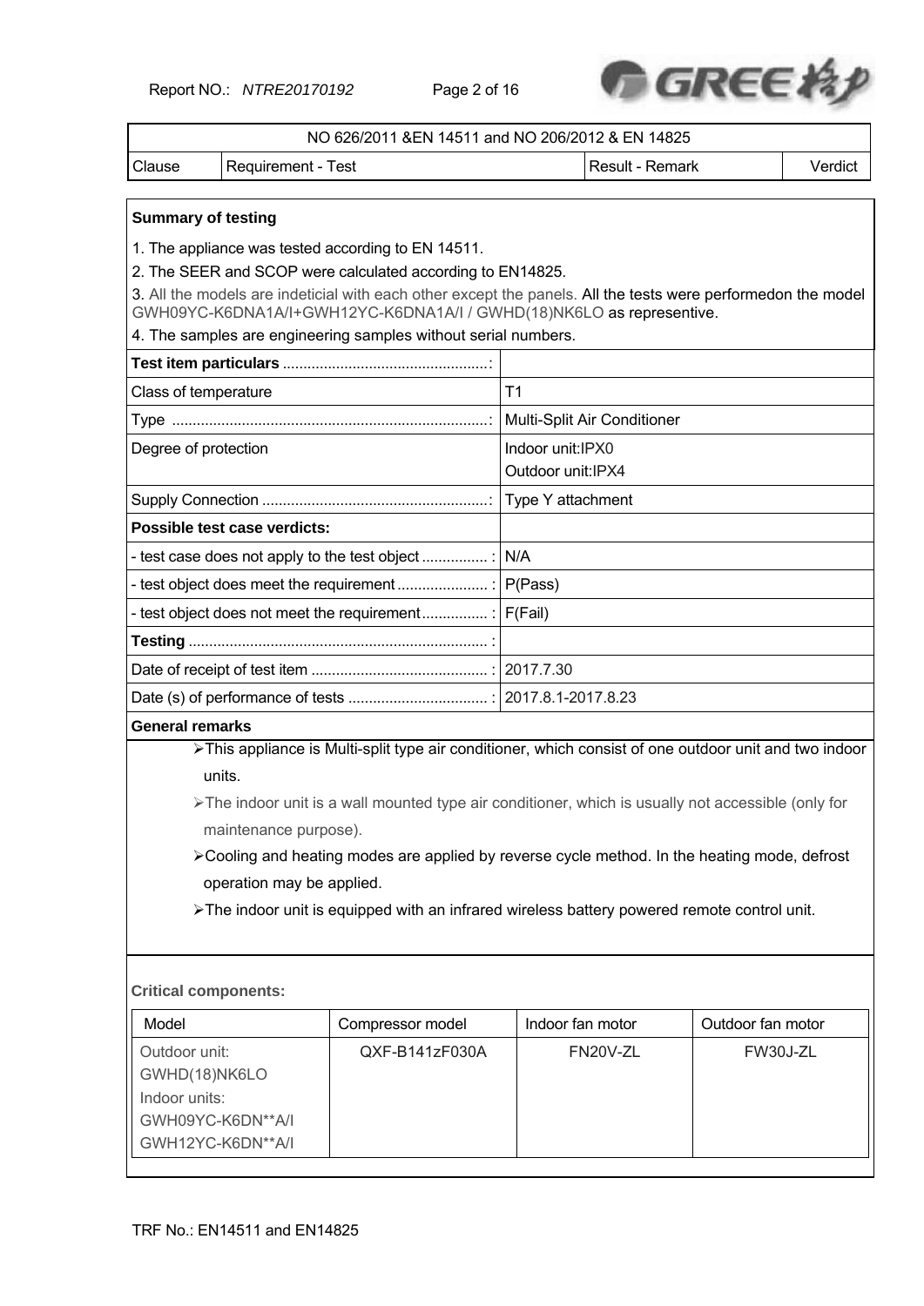| NO 626/2011 &EN 14511 and NO 206/2012 & EN 14825 | | | |
|---|---|---|---|
| Clause | Requirement - Test | Result - Remark | Verdict |

**Summary of testing**

1. The appliance was tested according to EN 14511.
2. The SEER and SCOP were calculated according to EN14825.
3. All the models are indeticial with each other except the panels. All the tests were performedon the model GWH09YC-K6DNA1A/I+GWH12YC-K6DNA1A/I / GWHD(18)NK6LO as representive.
4. The samples are engineering samples without serial numbers.

| **Test item particulars** ................................................: | |
|---|---|
| Class of temperature | T1 |
| Type .........................................................................: | Multi-Split Air Conditioner |
| Degree of protection | Indoor unit:IPX0<br>Outdoor unit:IPX4 |
| Supply Connection ......................................................: | Type Y attachment |
| **Possible test case verdicts:** | |
| - test case does not apply to the test object ................ : | N/A |
| - test object does meet the requirement ...................... : | P(Pass) |
| - test object does not meet the requirement................ : | F(Fail) |
| **Testing** ........................................................................ : | |
| Date of receipt of test item .......................................... : | 2017.7.30 |
| Date (s) of performance of tests .................................. : | 2017.8.1-2017.8.23 |

**General remarks**

- This appliance is Multi-split type air conditioner, which consist of one outdoor unit and two indoor units.
- The indoor unit is a wall mounted type air conditioner, which is usually not accessible (only for maintenance purpose).
- Cooling and heating modes are applied by reverse cycle method. In the heating mode, defrost operation may be applied.
- The indoor unit is equipped with an infrared wireless battery powered remote control unit.

**Critical components:**

| Model | Compressor model | Indoor fan motor | Outdoor fan motor |
|---|---|---|---|
| Outdoor unit:<br>GWHD(18)NK6LO<br>Indoor units:<br>GWH09YC-K6DN**A/I<br>GWH12YC-K6DN**A/I | QXF-B141zF030A | FN20V-ZL | FW30J-ZL |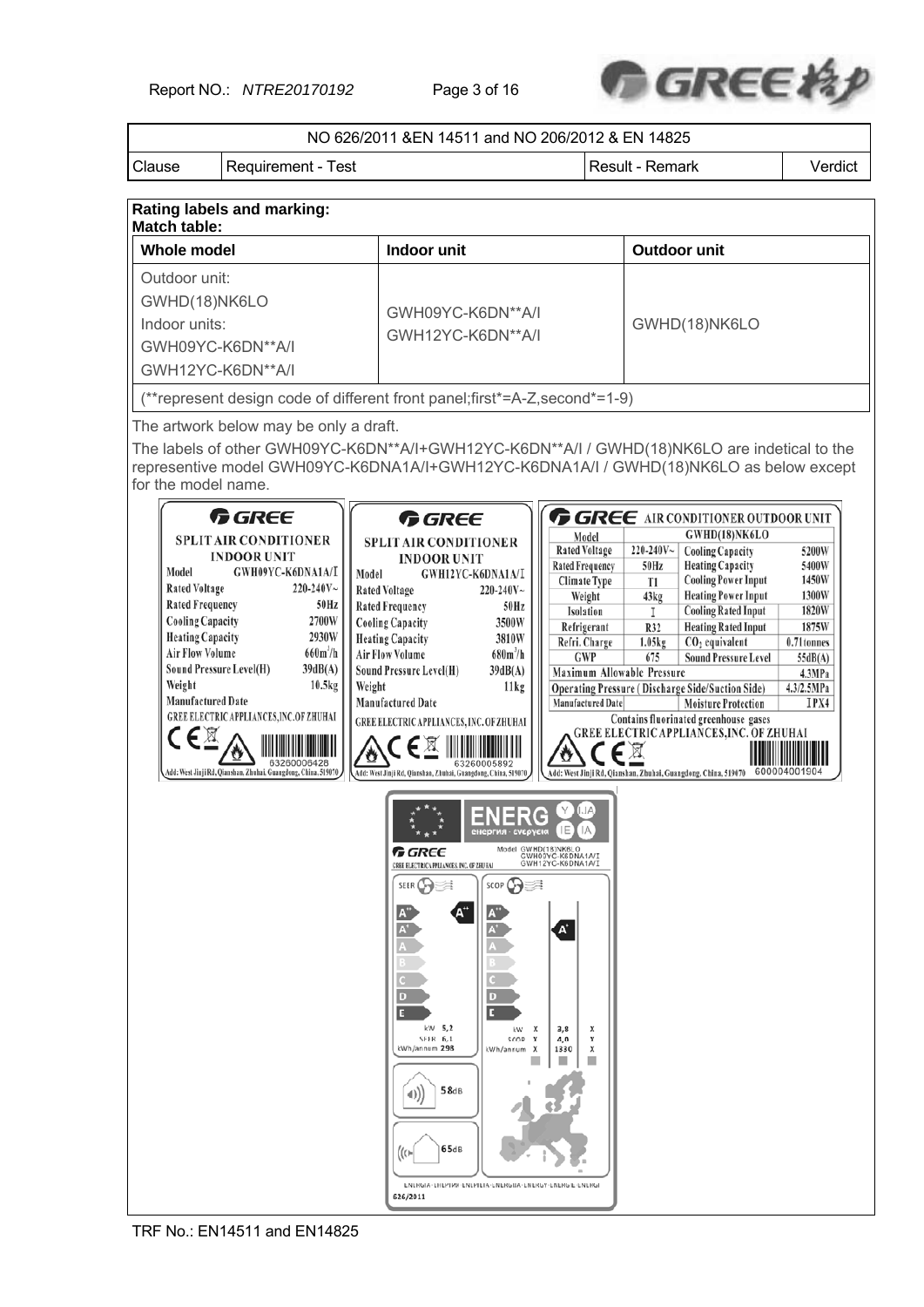| NO 626/2011 &EN 14511 and NO 206/2012 & EN 14825 | | | |
|---|---|---|---|
| Clause | Requirement - Test | Result - Remark | Verdict |

**Rating labels and marking:**

**Match table:**

| Whole model | Indoor unit | Outdoor unit |
|---|---|---|
| Outdoor unit: GWHD(18)NK6LO Indoor units: GWH09YC-K6DN**A/I GWH12YC-K6DN**A/I | GWH09YC-K6DN**A/I GWH12YC-K6DN**A/I | GWHD(18)NK6LO |
| (**represent design code of different front panel;first*=A-Z,second*=1-9) | | |

The artwork below may be only a draft.

The labels of other GWH09YC-K6DN**A/I+GWH12YC-K6DN**A/I / GWHD(18)NK6LO are indetical to the representive model GWH09YC-K6DNA1A/I+GWH12YC-K6DNA1A/I / GWHD(18)NK6LO as below except for the model name.

**GREE SPLIT AIR CONDITIONER INDOOR UNIT**

| Model | GWH09YC-K6DNA1A/I |
|---|---|
| Rated Voltage | 220-240V~ |
| Rated Frequency | 50Hz |
| Cooling Capacity | 2700W |
| Heating Capacity | 2930W |
| Air Flow Volume | 660m³/h |
| Sound Pressure Level(H) | 39dB(A) |
| Weight | 10.5kg |
| Manufactured Date | |

GREE ELECTRIC APPLIANCES,INC.OF ZHUHAI

63260006428

Add: West Jinji Rd, Qianshan, Zhuhai, Guangdong, China, 519070

**GREE SPLIT AIR CONDITIONER INDOOR UNIT**

| Model | GWH12YC-K6DNA1A/I |
|---|---|
| Rated Voltage | 220-240V~ |
| Rated Frequency | 50Hz |
| Cooling Capacity | 3500W |
| Heating Capacity | 3810W |
| Air Flow Volume | 680m³/h |
| Sound Pressure Level(H) | 39dB(A) |
| Weight | 11kg |
| Manufactured Date | |

GREE ELECTRIC APPLIANCES, INC. OF ZHUHAI

63260005892

Add: West Jinji Rd, Qianshan, Zhuhai, Guangdong, China, 519070

**GREE AIR CONDITIONER OUTDOOR UNIT**

| Model | | GWHD(18)NK6LO | |
|---|---|---|---|
| Rated Voltage | 220-240V~ | Cooling Capacity | 5200W |
| Rated Frequency | 50Hz | Heating Capacity | 5400W |
| Climate Type | T1 | Cooling Power Input | 1450W |
| Weight | 43kg | Heating Power Input | 1300W |
| Isolation | I | Cooling Rated Input | 1820W |
| Refrigerant | R32 | Heating Rated Input | 1875W |
| Refri. Charge | 1.05kg | $CO_2$ equivalent | 0.71tonnes |
| GWP | 675 | Sound Pressure Level | 55dB(A) |
| Maximum Allowable Pressure | | | 4.3MPa |
| Operating Pressure (Discharge Side/Suction Side) | | | 4.3/2.5MPa |
| Manufactured Date | | Moisture Protection | IPX4 |

Contains fluorinated greenhouse gases

GREE ELECTRIC APPLIANCES,INC. OF ZHUHAI

600004001904

Add: West Jinji Rd, Qianshan, Zhuhai, Guangdong, China, 519070

**ENERG** Y IJA IE IA

GREE ELECTRIC APPLIANCES, INC. OF ZHUHAI

Model GWHD(18)NK6LO GWH09YC-K6DNA1A/I GWH12YC-K6DNA1A/I

SEER: A++ — kW 5,2; SEER 6,1; kWh/annum 298

SCOP: A+ — kW X 3,8 X; SCOP Y 4,0 Y; kWh/annum X 1330 X

58dB

65dB

626/2011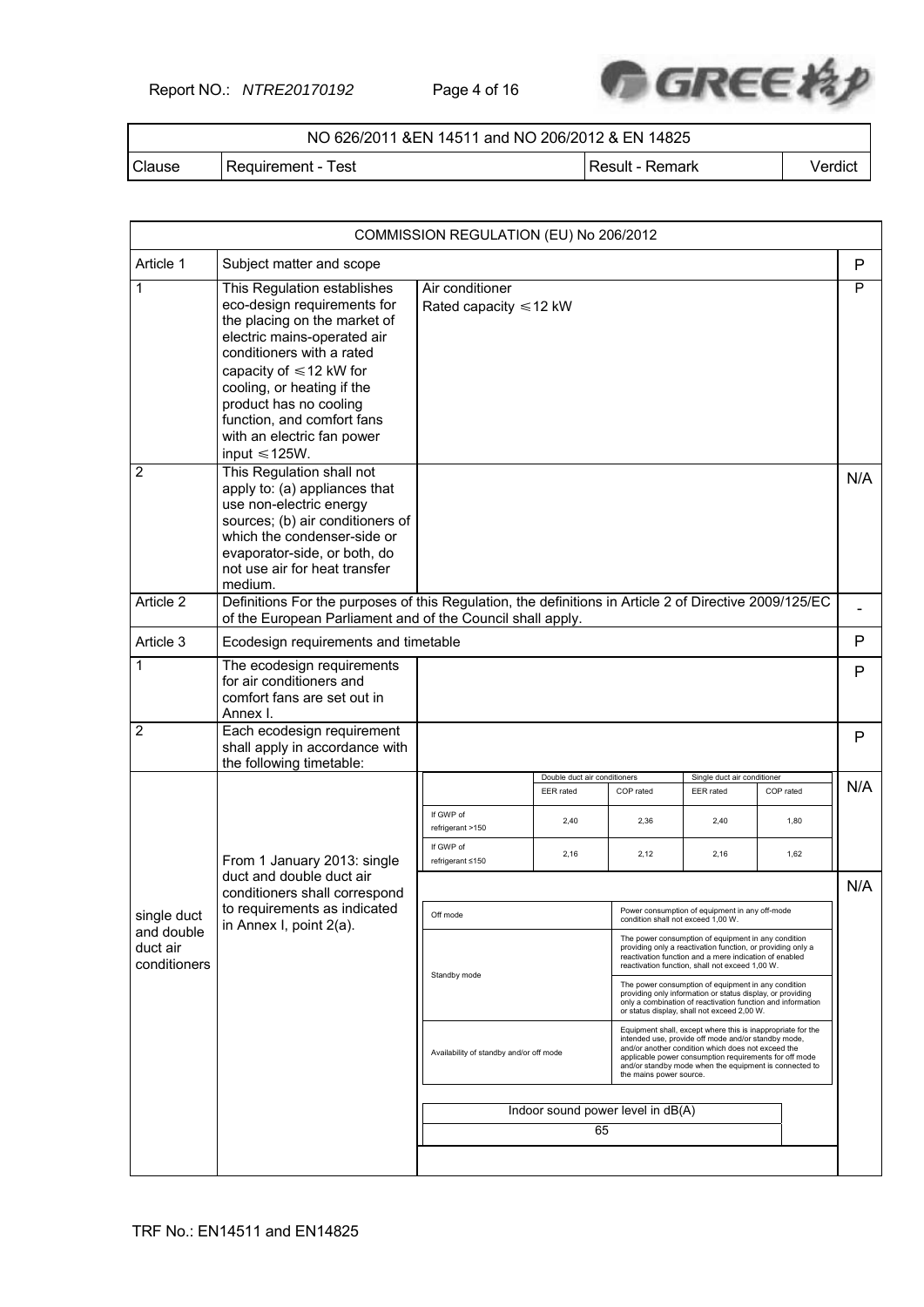| NO 626/2011 &EN 14511 and NO 206/2012 & EN 14825 | | | |
|---|---|---|---|
| Clause | Requirement - Test | Result - Remark | Verdict |

| COMMISSION REGULATION (EU) No 206/2012 | | | |
|---|---|---|---|
| Article 1 | Subject matter and scope | | P |
| 1 | This Regulation establishes eco-design requirements for the placing on the market of electric mains-operated air conditioners with a rated capacity of ≤12 kW for cooling, or heating if the product has no cooling function, and comfort fans with an electric fan power input ≤125W. | Air conditioner<br>Rated capacity ≤12 kW | P |
| 2 | This Regulation shall not apply to: (a) appliances that use non-electric energy sources; (b) air conditioners of which the condenser-side or evaporator-side, or both, do not use air for heat transfer medium. | | N/A |
| Article 2 | Definitions For the purposes of this Regulation, the definitions in Article 2 of Directive 2009/125/EC of the European Parliament and of the Council shall apply. | | - |
| Article 3 | Ecodesign requirements and timetable | | P |
| 1 | The ecodesign requirements for air conditioners and comfort fans are set out in Annex I. | | P |
| 2 | Each ecodesign requirement shall apply in accordance with the following timetable: | | P |
| single duct and double duct air conditioners | From 1 January 2013: single duct and double duct air conditioners shall correspond to requirements as indicated in Annex I, point 2(a). | (see tables below) | N/A<br>N/A |

| | Double duct air conditioners | | Single duct air conditioner | |
|---|---|---|---|---|
| | EER rated | COP rated | EER rated | COP rated |
| If GWP of refrigerant >150 | 2,40 | 2,36 | 2,40 | 1,80 |
| If GWP of refrigerant ≤150 | 2,16 | 2,12 | 2,16 | 1,62 |

| | |
|---|---|
| Off mode | Power consumption of equipment in any off-mode condition shall not exceed 1,00 W. |
| Standby mode | The power consumption of equipment in any condition providing only a reactivation function, or providing only a reactivation function and a mere indication of enabled reactivation function, shall not exceed 1,00 W. |
| | The power consumption of equipment in any condition providing only information or status display, or providing only a combination of reactivation function and information or status display, shall not exceed 2,00 W. |
| Availability of standby and/or off mode | Equipment shall, except where this is inappropriate for the intended use, provide off mode and/or standby mode, and/or another condition which does not exceed the applicable power consumption requirements for off mode and/or standby mode when the equipment is connected to the mains power source. |

| Indoor sound power level in dB(A) |
|---|
| 65 |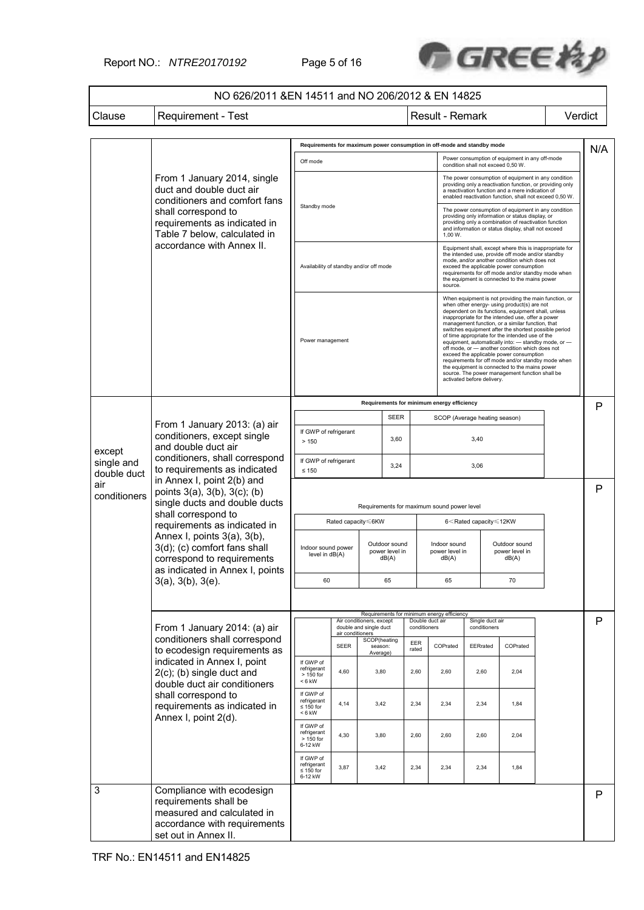NO 626/2011 &EN 14511 and NO 206/2012 & EN 14825

| Clause | Requirement - Test | Result - Remark | Verdict |
|---|---|---|---|
| | From 1 January 2014, single duct and double duct air conditioners and comfort fans shall correspond to requirements as indicated in Table 7 below, calculated in accordance with Annex II. | *Requirements for maximum power consumption in off-mode and standby mode* (see table A below) | N/A |
| except single and double duct air conditioners | From 1 January 2013: (a) air conditioners, except single and double duct air conditioners, shall correspond to requirements as indicated in Annex I, point 2(b) and points 3(a), 3(b), 3(c); (b) single ducts and double ducts shall correspond to requirements as indicated in Annex I, points 3(a), 3(b), 3(d); (c) comfort fans shall correspond to requirements as indicated in Annex I, points 3(a), 3(b), 3(e). | *Requirements for minimum energy efficiency* (see table B below) | P |
| | | *Requirements for maximum sound power level* (see table C below) | P |
| | From 1 January 2014: (a) air conditioners shall correspond to ecodesign requirements as indicated in Annex I, point 2(c); (b) single duct and double duct air conditioners shall correspond to requirements as indicated in Annex I, point 2(d). | *Requirements for minimum energy efficiency* (see table D below) | P |
| 3 | Compliance with ecodesign requirements shall be measured and calculated in accordance with requirements set out in Annex II. | | P |

**Table A – Requirements for maximum power consumption in off-mode and standby mode**

| | |
|---|---|
| Off mode | Power consumption of equipment in any off-mode condition shall not exceed 0,50 W. |
| Standby mode | The power consumption of equipment in any condition providing only a reactivation function, or providing only a reactivation function and a mere indication of enabled reactivation function, shall not exceed 0,50 W. |
| | The power consumption of equipment in any condition providing only information or status display, or providing only a combination of reactivation function and information or status display, shall not exceed 1,00 W. |
| Availability of standby and/or off mode | Equipment shall, except where this is inappropriate for the intended use, provide off mode and/or standby mode, and/or another condition which does not exceed the applicable power consumption requirements for off mode and/or standby mode when the equipment is connected to the mains power source. |
| Power management | When equipment is not providing the main function, or when other energy- using product(s) are not dependent on its functions, equipment shall, unless inappropriate for the intended use, offer a power management function, or a similar function, that switches equipment after the shortest possible period of time appropriate for the intended use of the equipment, automatically into: — standby mode, or — off mode, or — another condition which does not exceed the applicable power consumption requirements for off mode and/or standby mode when the equipment is connected to the mains power source. The power management function shall be activated before delivery. |

**Table B – Requirements for minimum energy efficiency**

| | SEER | SCOP (Average heating season) |
|---|---|---|
| If GWP of refrigerant > 150 | 3,60 | 3,40 |
| If GWP of refrigerant ≤ 150 | 3,24 | 3,06 |

**Table C – Requirements for maximum sound power level**

| Rated capacity≤6KW | | 6<Rated capacity≤12KW | |
|---|---|---|---|
| Indoor sound power level in dB(A) | Outdoor sound power level in dB(A) | Indoor sound power level in dB(A) | Outdoor sound power level in dB(A) |
| 60 | 65 | 65 | 70 |

**Table D – Requirements for minimum energy efficiency**

| | Air conditioners, except double and single duct air conditioners | | Double duct air conditioners | | Single duct air conditioners | |
|---|---|---|---|---|---|---|
| | SEER | SCOP(heating season: Average) | EER rated | COPrated | EERrated | COPrated |
| If GWP of refrigerant > 150 for < 6 kW | 4,60 | 3,80 | 2,60 | 2,60 | 2,60 | 2,04 |
| If GWP of refrigerant ≤ 150 for < 6 kW | 4,14 | 3,42 | 2,34 | 2,34 | 2,34 | 1,84 |
| If GWP of refrigerant > 150 for 6-12 kW | 4,30 | 3,80 | 2,60 | 2,60 | 2,60 | 2,04 |
| If GWP of refrigerant ≤ 150 for 6-12 kW | 3,87 | 3,42 | 2,34 | 2,34 | 2,34 | 1,84 |

TRF No.: EN14511 and EN14825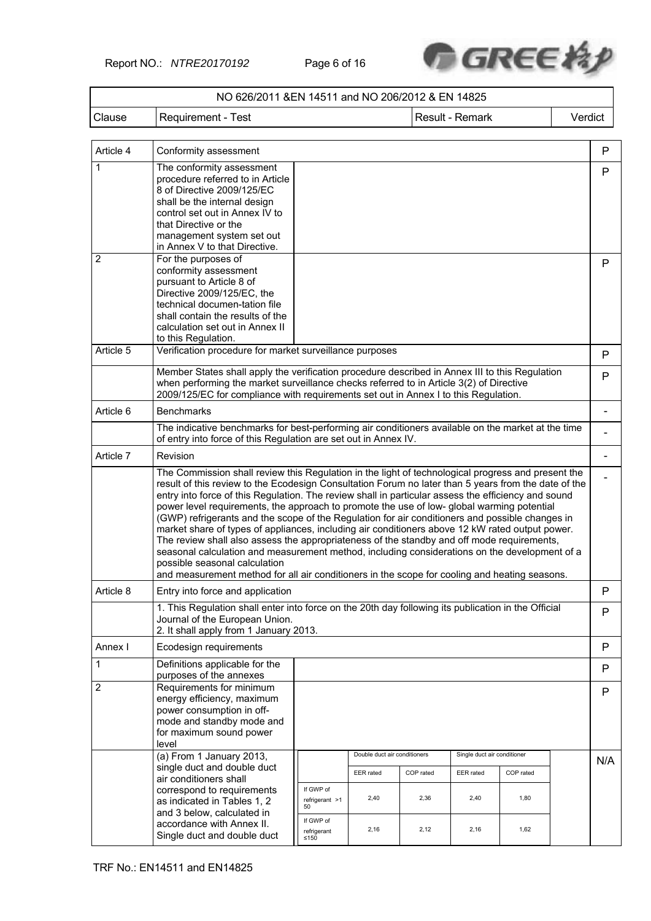| NO 626/2011 &EN 14511 and NO 206/2012 & EN 14825 | | | |
|---|---|---|---|
| Clause | Requirement - Test | Result - Remark | Verdict |
| Article 4 | Conformity assessment | | P |
| 1 | The conformity assessment procedure referred to in Article 8 of Directive 2009/125/EC shall be the internal design control set out in Annex IV to that Directive or the management system set out in Annex V to that Directive. | | P |
| 2 | For the purposes of conformity assessment pursuant to Article 8 of Directive 2009/125/EC, the technical documen-tation file shall contain the results of the calculation set out in Annex II to this Regulation. | | P |
| Article 5 | Verification procedure for market surveillance purposes | | P |
| | Member States shall apply the verification procedure described in Annex III to this Regulation when performing the market surveillance checks referred to in Article 3(2) of Directive 2009/125/EC for compliance with requirements set out in Annex I to this Regulation. | | P |
| Article 6 | Benchmarks | | - |
| | The indicative benchmarks for best-performing air conditioners available on the market at the time of entry into force of this Regulation are set out in Annex IV. | | - |
| Article 7 | Revision | | - |
| | The Commission shall review this Regulation in the light of technological progress and present the result of this review to the Ecodesign Consultation Forum no later than 5 years from the date of the entry into force of this Regulation. The review shall in particular assess the efficiency and sound power level requirements, the approach to promote the use of low- global warming potential (GWP) refrigerants and the scope of the Regulation for air conditioners and possible changes in market share of types of appliances, including air conditioners above 12 kW rated output power. The review shall also assess the appropriateness of the standby and off mode requirements, seasonal calculation and measurement method, including considerations on the development of a possible seasonal calculation and measurement method for all air conditioners in the scope for cooling and heating seasons. | | - |
| Article 8 | Entry into force and application | | P |
| | 1. This Regulation shall enter into force on the 20th day following its publication in the Official Journal of the European Union.<br>2. It shall apply from 1 January 2013. | | P |
| Annex I | Ecodesign requirements | | P |
| 1 | Definitions applicable for the purposes of the annexes | | P |
| 2 | Requirements for minimum energy efficiency, maximum power consumption in off-mode and standby mode and for maximum sound power level | | P |
| | (a) From 1 January 2013, single duct and double duct air conditioners shall correspond to requirements as indicated in Tables 1, 2 and 3 below, calculated in accordance with Annex II. Single duct and double duct | | N/A |

| | Double duct air conditioners | | Single duct air conditioner | |
|---|---|---|---|---|
| | EER rated | COP rated | EER rated | COP rated |
| If GWP of refrigerant >150 | 2,40 | 2,36 | 2,40 | 1,80 |
| If GWP of refrigerant ≤150 | 2,16 | 2,12 | 2,16 | 1,62 |

TRF No.: EN14511 and EN14825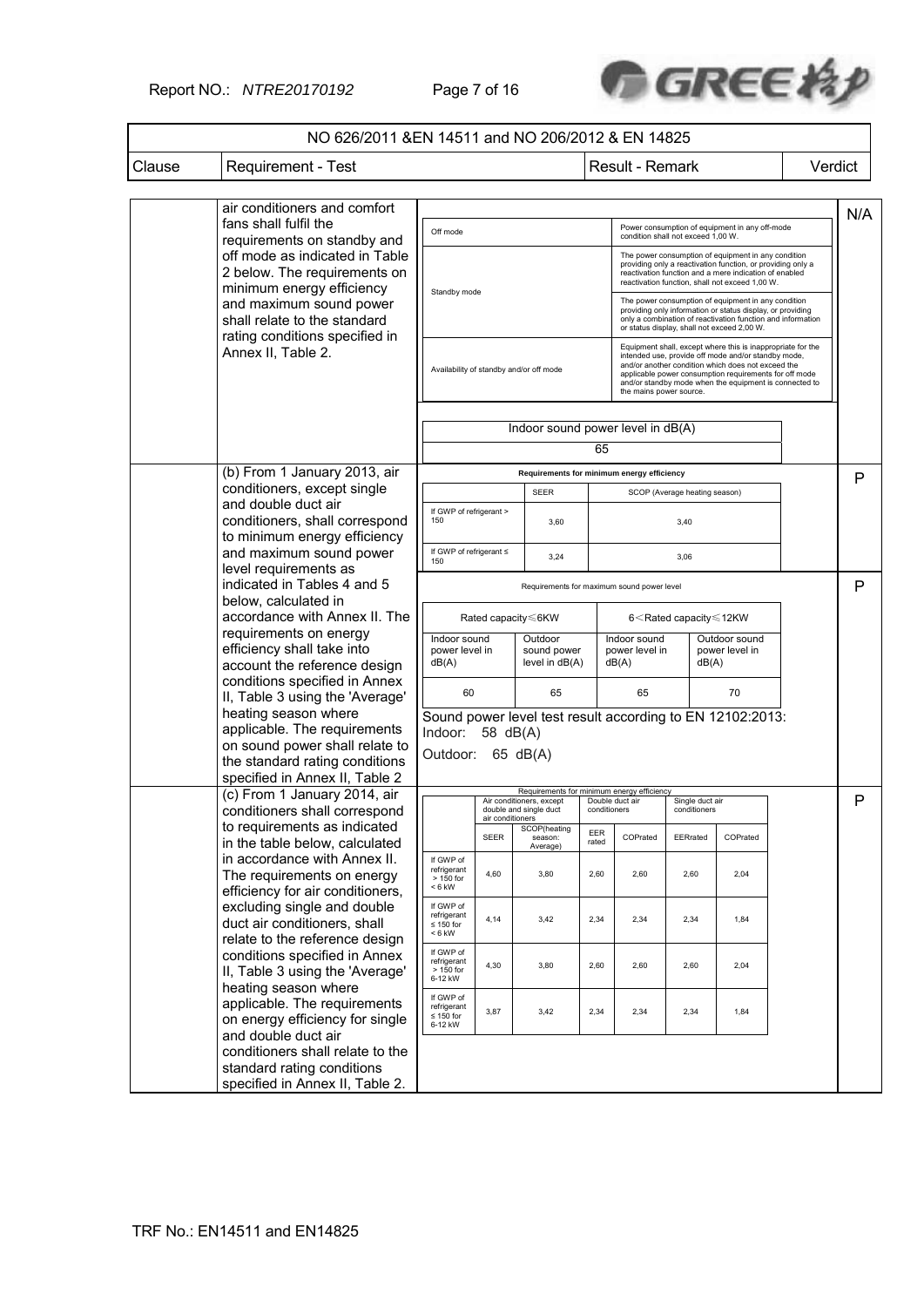| NO 626/2011 &EN 14511 and NO 206/2012 & EN 14825 | | | |
|---|---|---|---|
| Clause | Requirement - Test | Result - Remark | Verdict |
| | air conditioners and comfort fans shall fulfil the requirements on standby and off mode as indicated in Table 2 below. The requirements on minimum energy efficiency and maximum sound power shall relate to the standard rating conditions specified in Annex II, Table 2. | Off mode: Power consumption of equipment in any off-mode condition shall not exceed 1,00 W.<br>Standby mode: The power consumption of equipment in any condition providing only a reactivation function, or providing only a reactivation function and a mere indication of enabled reactivation function, shall not exceed 1,00 W. The power consumption of equipment in any condition providing only information or status display, or providing only a combination of reactivation function and information or status display, shall not exceed 2,00 W.<br>Availability of standby and/or off mode: Equipment shall, except where this is inappropriate for the intended use, provide off mode and/or standby mode, and/or another condition which does not exceed the applicable power consumption requirements for off mode and/or standby mode when the equipment is connected to the mains power source.<br><br>Indoor sound power level in dB(A): 65 | N/A |
| | (b) From 1 January 2013, air conditioners, except single and double duct air conditioners, shall correspond to minimum energy efficiency and maximum sound power level requirements as indicated in Tables 4 and 5 below, calculated in accordance with Annex II. The requirements on energy efficiency shall take into account the reference design conditions specified in Annex II, Table 3 using the 'Average' heating season where applicable. The requirements on sound power shall relate to the standard rating conditions specified in Annex II, Table 2 | **Requirements for minimum energy efficiency**<br>If GWP of refrigerant > 150: SEER 3,60; SCOP (Average heating season) 3,40<br>If GWP of refrigerant ≤ 150: SEER 3,24; SCOP (Average heating season) 3,06 | P |
| | | Requirements for maximum sound power level<br>Rated capacity ≤ 6KW: Indoor sound power level in dB(A) 60; Outdoor sound power level in dB(A) 65<br>6 < Rated capacity ≤ 12KW: Indoor sound power level in dB(A) 65; Outdoor sound power level in dB(A) 70<br><br>Sound power level test result according to EN 12102:2013:<br>Indoor: 58 dB(A)<br>Outdoor: 65 dB(A) | P |
| | (c) From 1 January 2014, air conditioners shall correspond to requirements as indicated in the table below, calculated in accordance with Annex II. The requirements on energy efficiency for air conditioners, excluding single and double duct air conditioners, shall relate to the reference design conditions specified in Annex II, Table 3 using the 'Average' heating season where applicable. The requirements on energy efficiency for single and double duct air conditioners shall relate to the standard rating conditions specified in Annex II, Table 2. | Requirements for minimum energy efficiency (see table below) | P |

Requirements for minimum energy efficiency

| | Air conditioners, except double and single duct air conditioners | | Double duct air conditioners | | Single duct air conditioners | |
|---|---|---|---|---|---|---|
| | SEER | SCOP(heating season: Average) | EER rated | COPrated | EERrated | COPrated |
| If GWP of refrigerant > 150 for < 6 kW | 4,60 | 3,80 | 2,60 | 2,60 | 2,60 | 2,04 |
| If GWP of refrigerant ≤ 150 for < 6 kW | 4,14 | 3,42 | 2,34 | 2,34 | 2,34 | 1,84 |
| If GWP of refrigerant > 150 for 6-12 kW | 4,30 | 3,80 | 2,60 | 2,60 | 2,60 | 2,04 |
| If GWP of refrigerant ≤ 150 for 6-12 kW | 3,87 | 3,42 | 2,34 | 2,34 | 2,34 | 1,84 |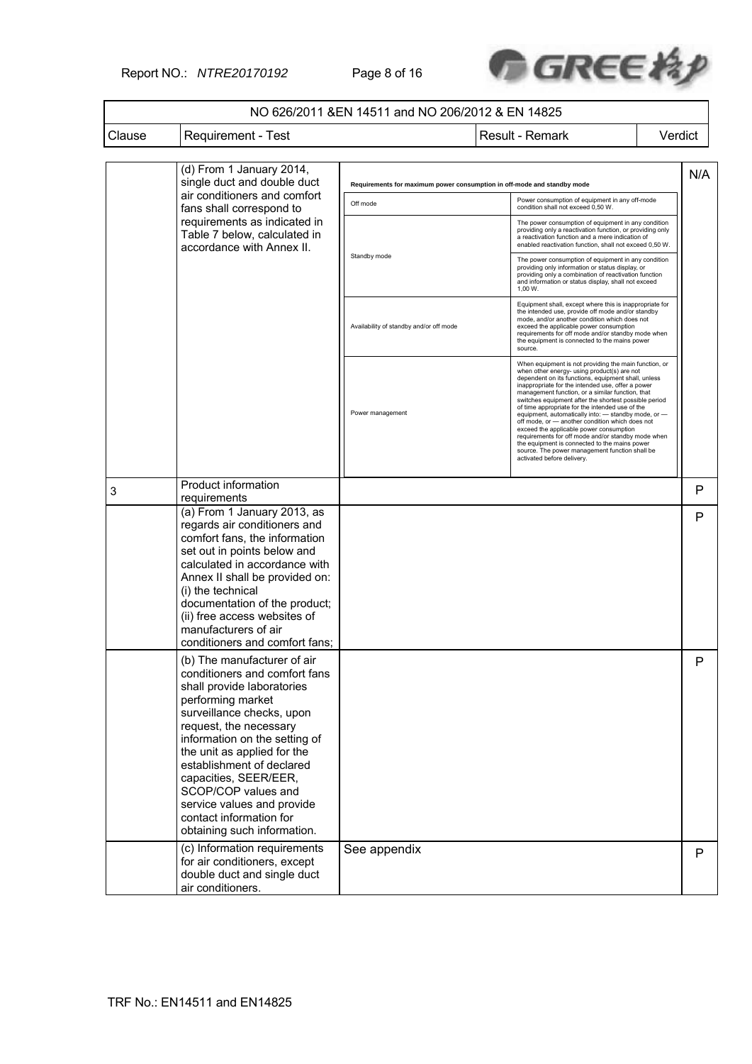| NO 626/2011 &EN 14511 and NO 206/2012 & EN 14825 | | | |
|---|---|---|---|
| Clause | Requirement - Test | Result - Remark | Verdict |
| | (d) From 1 January 2014, single duct and double duct air conditioners and comfort fans shall correspond to requirements as indicated in Table 7 below, calculated in accordance with Annex II. | **Requirements for maximum power consumption in off-mode and standby mode**<br>Off mode: Power consumption of equipment in any off-mode condition shall not exceed 0,50 W.<br>Standby mode: The power consumption of equipment in any condition providing only a reactivation function, or providing only a reactivation function and a mere indication of enabled reactivation function, shall not exceed 0,50 W. The power consumption of equipment in any condition providing only information or status display, or providing only a combination of reactivation function and information or status display, shall not exceed 1,00 W.<br>Availability of standby and/or off mode: Equipment shall, except where this is inappropriate for the intended use, provide off mode and/or standby mode, and/or another condition which does not exceed the applicable power consumption requirements for off mode and/or standby mode when the equipment is connected to the mains power source.<br>Power management: When equipment is not providing the main function, or when other energy- using product(s) are not dependent on its functions, equipment shall, unless inappropriate for the intended use, offer a power management function, or a similar function, that switches equipment after the shortest possible period of time appropriate for the intended use of the equipment, automatically into: — standby mode, or — off mode, or — another condition which does not exceed the applicable power consumption requirements for off mode and/or standby mode when the equipment is connected to the mains power source. The power management function shall be activated before delivery. | N/A |
| 3 | Product information requirements | | P |
| | (a) From 1 January 2013, as regards air conditioners and comfort fans, the information set out in points below and calculated in accordance with Annex II shall be provided on:<br>(i) the technical documentation of the product;<br>(ii) free access websites of manufacturers of air conditioners and comfort fans; | | P |
| | (b) The manufacturer of air conditioners and comfort fans shall provide laboratories performing market surveillance checks, upon request, the necessary information on the setting of the unit as applied for the establishment of declared capacities, SEER/EER, SCOP/COP values and service values and provide contact information for obtaining such information. | | P |
| | (c) Information requirements for air conditioners, except double duct and single duct air conditioners. | See appendix | P |

TRF No.: EN14511 and EN14825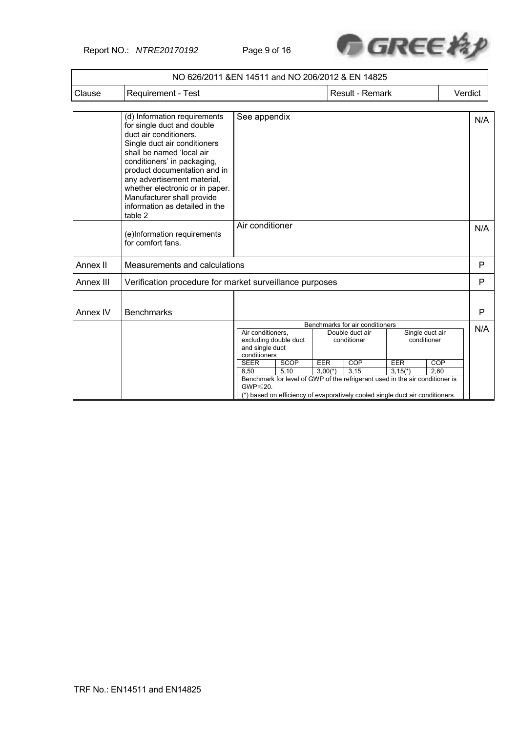| NO 626/2011 &EN 14511 and NO 206/2012 & EN 14825 | | | |
|---|---|---|---|
| Clause | Requirement - Test | Result - Remark | Verdict |
| | (d) Information requirements for single duct and double duct air conditioners. Single duct air conditioners shall be named 'local air conditioners' in packaging, product documentation and in any advertisement material, whether electronic or in paper. Manufacturer shall provide information as detailed in the table 2 | See appendix | N/A |
| | (e)Information requirements for comfort fans. | Air conditioner | N/A |
| Annex II | Measurements and calculations | | P |
| Annex III | Verification procedure for market surveillance purposes | | P |
| Annex IV | Benchmarks | | P |
| | | Benchmarks for air conditioners (see table below) | N/A |

| Benchmarks for air conditioners | | | | | |
|---|---|---|---|---|---|
| Air conditioners, excluding double duct and single duct conditioners | | Double duct air conditioner | | Single duct air conditioner | |
| SEER | SCOP | EER | COP | EER | COP |
| 8,50 | 5,10 | 3,00(*) | 3,15 | 3,15(*) | 2,60 |

Benchmark for level of GWP of the refrigerant used in the air conditioner is GWP≤20.

(*) based on efficiency of evaporatively cooled single duct air conditioners.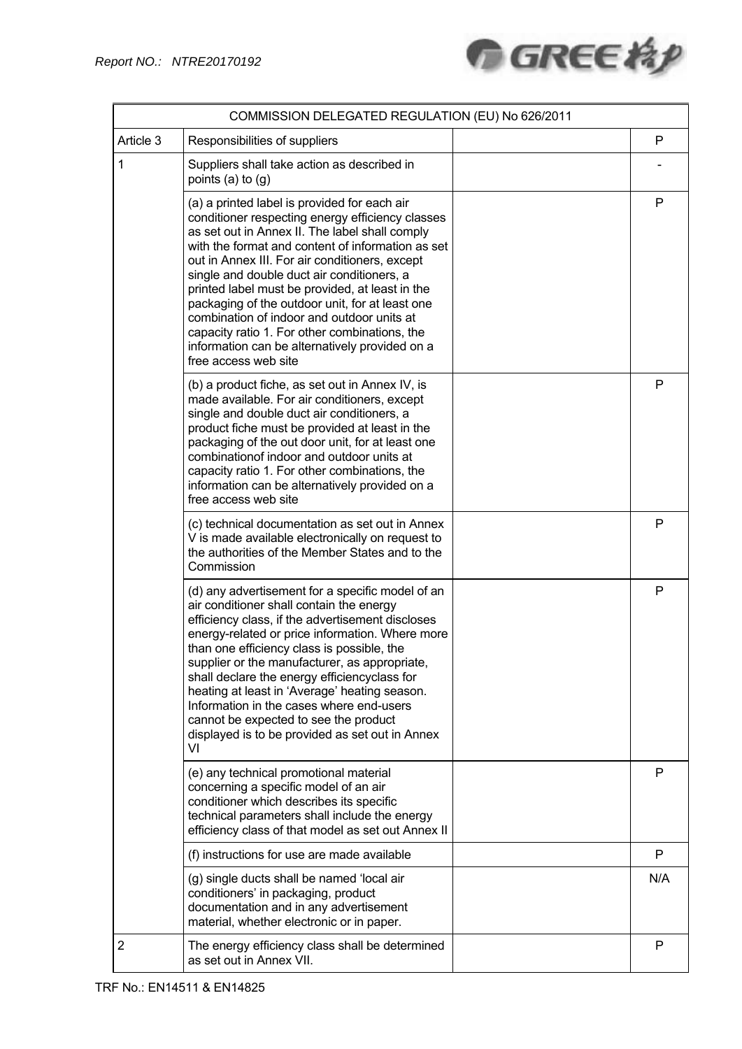| COMMISSION DELEGATED REGULATION (EU) No 626/2011 | | | |
|---|---|---|---|
| Article 3 | Responsibilities of suppliers | | P |
| 1 | Suppliers shall take action as described in points (a) to (g) | | - |
| | (a) a printed label is provided for each air conditioner respecting energy efficiency classes as set out in Annex II. The label shall comply with the format and content of information as set out in Annex III. For air conditioners, except single and double duct air conditioners, a printed label must be provided, at least in the packaging of the outdoor unit, for at least one combination of indoor and outdoor units at capacity ratio 1. For other combinations, the information can be alternatively provided on a free access web site | | P |
| | (b) a product fiche, as set out in Annex IV, is made available. For air conditioners, except single and double duct air conditioners, a product fiche must be provided at least in the packaging of the out door unit, for at least one combinationof indoor and outdoor units at capacity ratio 1. For other combinations, the information can be alternatively provided on a free access web site | | P |
| | (c) technical documentation as set out in Annex V is made available electronically on request to the authorities of the Member States and to the Commission | | P |
| | (d) any advertisement for a specific model of an air conditioner shall contain the energy efficiency class, if the advertisement discloses energy-related or price information. Where more than one efficiency class is possible, the supplier or the manufacturer, as appropriate, shall declare the energy efficiencyclass for heating at least in 'Average' heating season. Information in the cases where end-users cannot be expected to see the product displayed is to be provided as set out in Annex VI | | P |
| | (e) any technical promotional material concerning a specific model of an air conditioner which describes its specific technical parameters shall include the energy efficiency class of that model as set out Annex II | | P |
| | (f) instructions for use are made available | | P |
| | (g) single ducts shall be named 'local air conditioners' in packaging, product documentation and in any advertisement material, whether electronic or in paper. | | N/A |
| 2 | The energy efficiency class shall be determined as set out in Annex VII. | | P |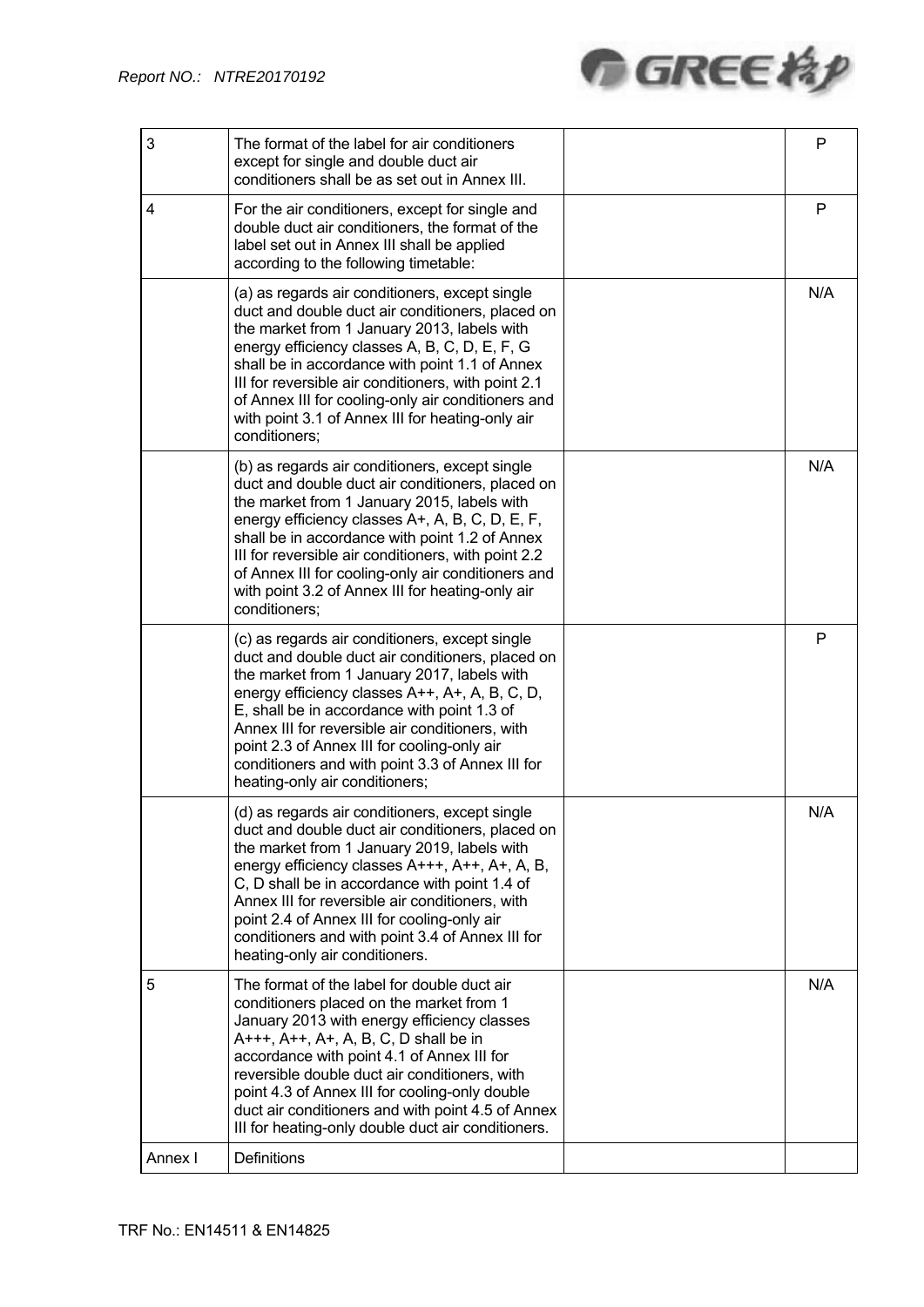| | | | |
|---|---|---|---|
| 3 | The format of the label for air conditioners except for single and double duct air conditioners shall be as set out in Annex III. | | P |
| 4 | For the air conditioners, except for single and double duct air conditioners, the format of the label set out in Annex III shall be applied according to the following timetable: | | P |
| | (a) as regards air conditioners, except single duct and double duct air conditioners, placed on the market from 1 January 2013, labels with energy efficiency classes A, B, C, D, E, F, G shall be in accordance with point 1.1 of Annex III for reversible air conditioners, with point 2.1 of Annex III for cooling-only air conditioners and with point 3.1 of Annex III for heating-only air conditioners; | | N/A |
| | (b) as regards air conditioners, except single duct and double duct air conditioners, placed on the market from 1 January 2015, labels with energy efficiency classes A+, A, B, C, D, E, F, shall be in accordance with point 1.2 of Annex III for reversible air conditioners, with point 2.2 of Annex III for cooling-only air conditioners and with point 3.2 of Annex III for heating-only air conditioners; | | N/A |
| | (c) as regards air conditioners, except single duct and double duct air conditioners, placed on the market from 1 January 2017, labels with energy efficiency classes A++, A+, A, B, C, D, E, shall be in accordance with point 1.3 of Annex III for reversible air conditioners, with point 2.3 of Annex III for cooling-only air conditioners and with point 3.3 of Annex III for heating-only air conditioners; | | P |
| | (d) as regards air conditioners, except single duct and double duct air conditioners, placed on the market from 1 January 2019, labels with energy efficiency classes A+++, A++, A+, A, B, C, D shall be in accordance with point 1.4 of Annex III for reversible air conditioners, with point 2.4 of Annex III for cooling-only air conditioners and with point 3.4 of Annex III for heating-only air conditioners. | | N/A |
| 5 | The format of the label for double duct air conditioners placed on the market from 1 January 2013 with energy efficiency classes A+++, A++, A+, A, B, C, D shall be in accordance with point 4.1 of Annex III for reversible double duct air conditioners, with point 4.3 of Annex III for cooling-only double duct air conditioners and with point 4.5 of Annex III for heating-only double duct air conditioners. | | N/A |
| Annex I | Definitions | | |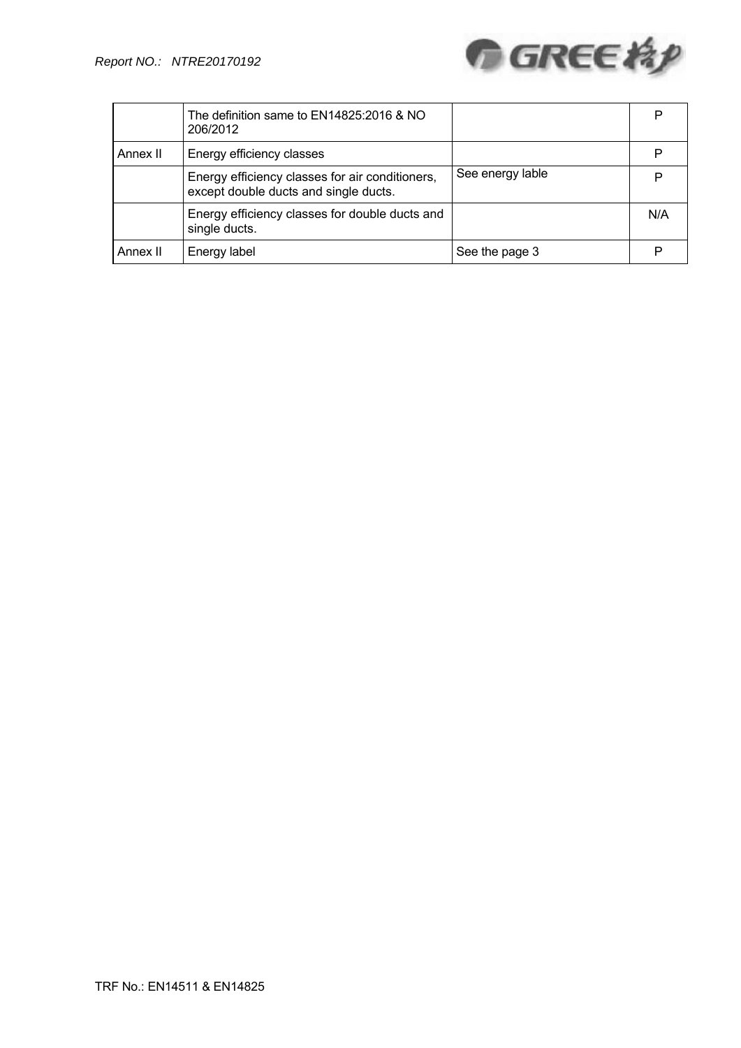|  |  |  |  |
|---|---|---|---|
|  | The definition same to EN14825:2016 & NO 206/2012 |  | P |
| Annex II | Energy efficiency classes |  | P |
|  | Energy efficiency classes for air conditioners, except double ducts and single ducts. | See energy lable | P |
|  | Energy efficiency classes for double ducts and single ducts. |  | N/A |
| Annex II | Energy label | See the page 3 | P |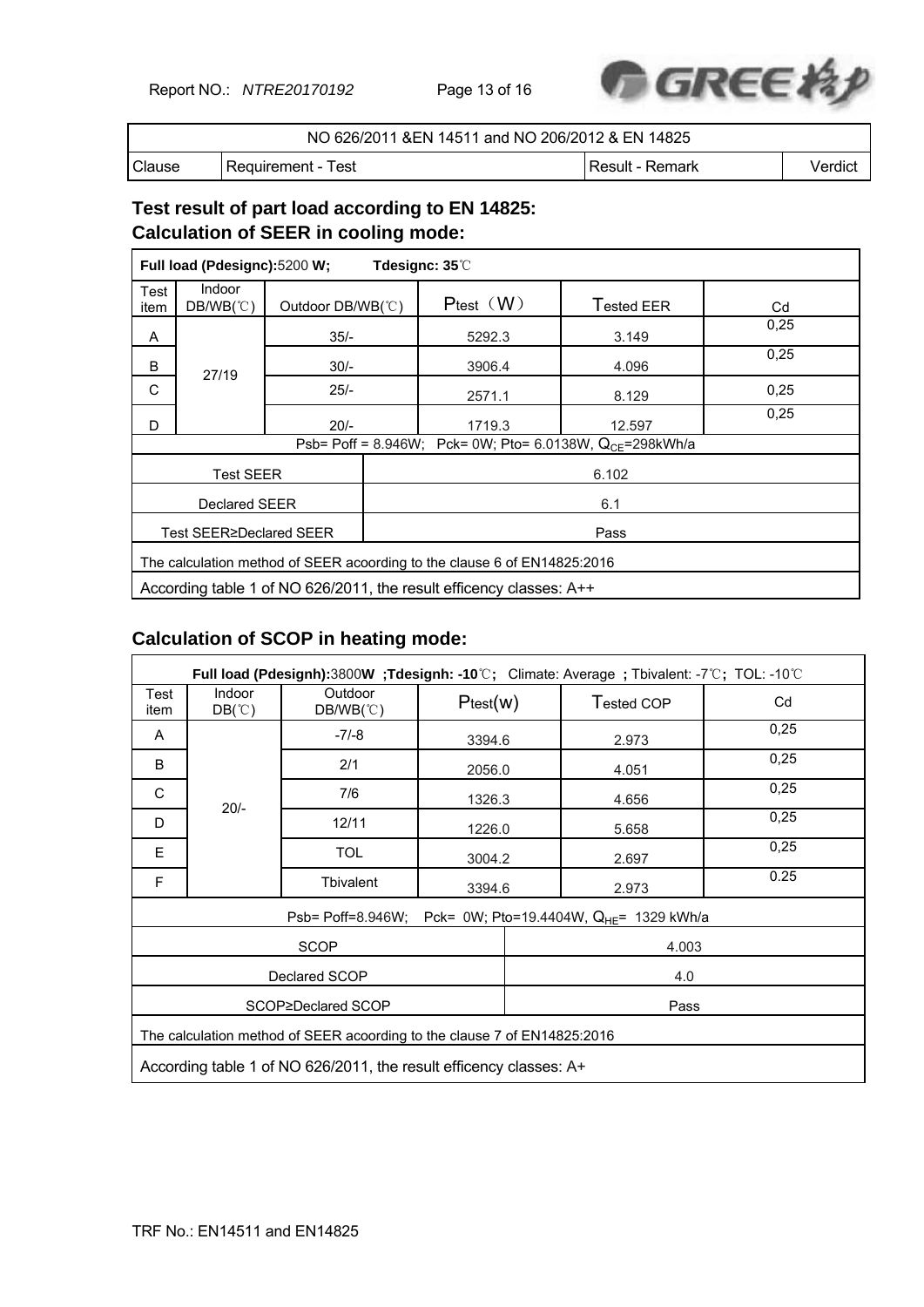| NO 626/2011 &EN 14511 and NO 206/2012 & EN 14825 | | | |
|---|---|---|---|
| Clause | Requirement - Test | Result - Remark | Verdict |

## Test result of part load according to EN 14825:
## Calculation of SEER in cooling mode:

| **Full load (Pdesignc):**5200 **W;** **Tdesignc: 35**℃ | | | | | |
|---|---|---|---|---|---|
| Test item | Indoor DB/WB(℃) | Outdoor DB/WB(℃) | Ptest（W） | Tested EER | Cd |
| A | 27/19 | 35/- | 5292.3 | 3.149 | 0,25 |
| B | | 30/- | 3906.4 | 4.096 | 0,25 |
| C | | 25/- | 2571.1 | 8.129 | 0,25 |
| D | | 20/- | 1719.3 | 12.597 | 0,25 |
| Psb= Poff = 8.946W; Pck= 0W; Pto= 6.0138W, $Q_{CE}$=298kWh/a | | | | | |
| Test SEER | | | 6.102 | | |
| Declared SEER | | | 6.1 | | |
| Test SEER≥Declared SEER | | | Pass | | |
| The calculation method of SEER acoording to the clause 6 of EN14825:2016 | | | | | |
| According table 1 of NO 626/2011, the result efficency classes: A++ | | | | | |

## Calculation of SCOP in heating mode:

| **Full load (Pdesignh):**3800**W ;Tdesignh: -10**℃**;** Climate: Average **;** Tbivalent: -7℃**;** TOL: -10℃ | | | | | |
|---|---|---|---|---|---|
| Test item | Indoor DB(℃) | Outdoor DB/WB(℃) | Ptest(w) | Tested COP | Cd |
| A | 20/- | -7/-8 | 3394.6 | 2.973 | 0,25 |
| B | | 2/1 | 2056.0 | 4.051 | 0,25 |
| C | | 7/6 | 1326.3 | 4.656 | 0,25 |
| D | | 12/11 | 1226.0 | 5.658 | 0,25 |
| E | | TOL | 3004.2 | 2.697 | 0,25 |
| F | | Tbivalent | 3394.6 | 2.973 | 0.25 |
| Psb= Poff=8.946W; Pck= 0W; Pto=19.4404W, $Q_{HE}$= 1329 kWh/a | | | | | |
| SCOP | | | | 4.003 | |
| Declared SCOP | | | | 4.0 | |
| SCOP≥Declared SCOP | | | | Pass | |
| The calculation method of SEER acoording to the clause 7 of EN14825:2016 | | | | | |
| According table 1 of NO 626/2011, the result efficency classes: A+ | | | | | |

TRF No.: EN14511 and EN14825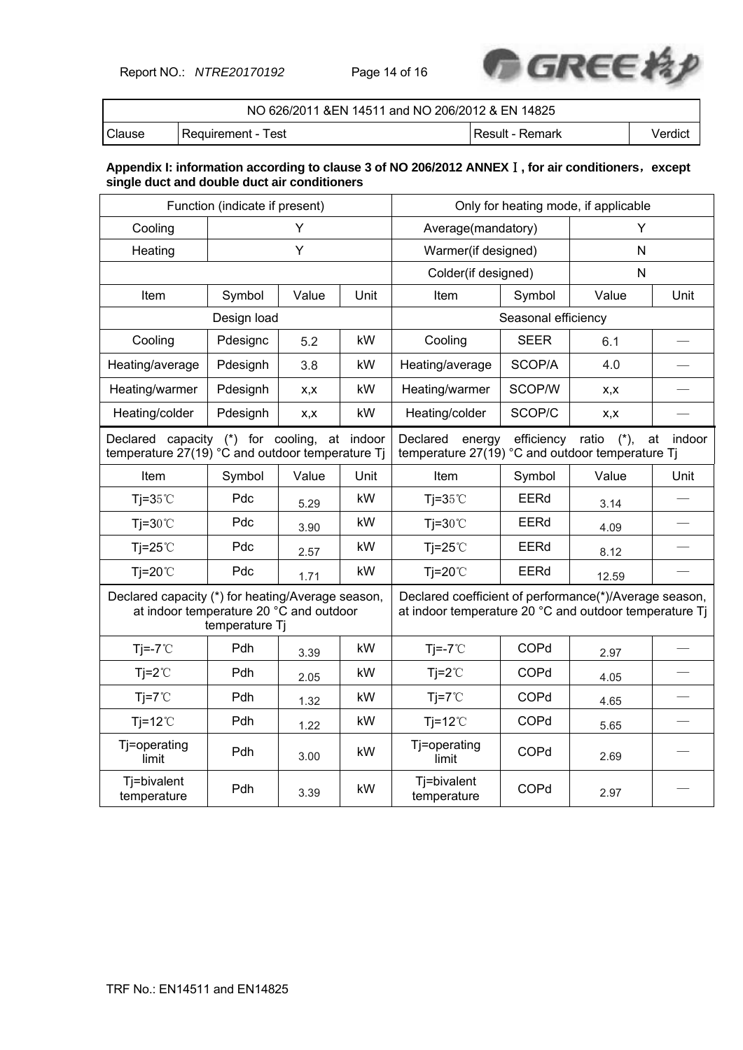| NO 626/2011 &EN 14511 and NO 206/2012 & EN 14825 | | | |
|---|---|---|---|
| Clause | Requirement - Test | Result - Remark | Verdict |

**Appendix I: information according to clause 3 of NO 206/2012 ANNEX Ⅰ, for air conditioners，except single duct and double duct air conditioners**

| Function (indicate if present) | | | | Only for heating mode, if applicable | | | |
|---|---|---|---|---|---|---|---|
| Cooling | Y | | | Average(mandatory) | | Y | |
| Heating | Y | | | Warmer(if designed) | | N | |
| | | | | Colder(if designed) | | N | |
| Item | Symbol | Value | Unit | Item | Symbol | Value | Unit |
| Design load | | | | Seasonal efficiency | | | |
| Cooling | Pdesignc | 5.2 | kW | Cooling | SEER | 6.1 | — |
| Heating/average | Pdesignh | 3.8 | kW | Heating/average | SCOP/A | 4.0 | — |
| Heating/warmer | Pdesignh | x,x | kW | Heating/warmer | SCOP/W | x,x | — |
| Heating/colder | Pdesignh | x,x | kW | Heating/colder | SCOP/C | x,x | — |
| Declared capacity (*) for cooling, at indoor temperature 27(19) °C and outdoor temperature Tj | | | | Declared energy efficiency ratio (*), at indoor temperature 27(19) °C and outdoor temperature Tj | | | |
| Item | Symbol | Value | Unit | Item | Symbol | Value | Unit |
| Tj=35℃ | Pdc | 5.29 | kW | Tj=35℃ | EERd | 3.14 | — |
| Tj=30℃ | Pdc | 3.90 | kW | Tj=30℃ | EERd | 4.09 | — |
| Tj=25℃ | Pdc | 2.57 | kW | Tj=25℃ | EERd | 8.12 | — |
| Tj=20℃ | Pdc | 1.71 | kW | Tj=20℃ | EERd | 12.59 | — |
| Declared capacity (*) for heating/Average season, at indoor temperature 20 °C and outdoor temperature Tj | | | | Declared coefficient of performance(*)/Average season, at indoor temperature 20 °C and outdoor temperature Tj | | | |
| Tj=-7℃ | Pdh | 3.39 | kW | Tj=-7℃ | COPd | 2.97 | — |
| Tj=2℃ | Pdh | 2.05 | kW | Tj=2℃ | COPd | 4.05 | — |
| Tj=7℃ | Pdh | 1.32 | kW | Tj=7℃ | COPd | 4.65 | — |
| Tj=12℃ | Pdh | 1.22 | kW | Tj=12℃ | COPd | 5.65 | — |
| Tj=operating limit | Pdh | 3.00 | kW | Tj=operating limit | COPd | 2.69 | — |
| Tj=bivalent temperature | Pdh | 3.39 | kW | Tj=bivalent temperature | COPd | 2.97 | — |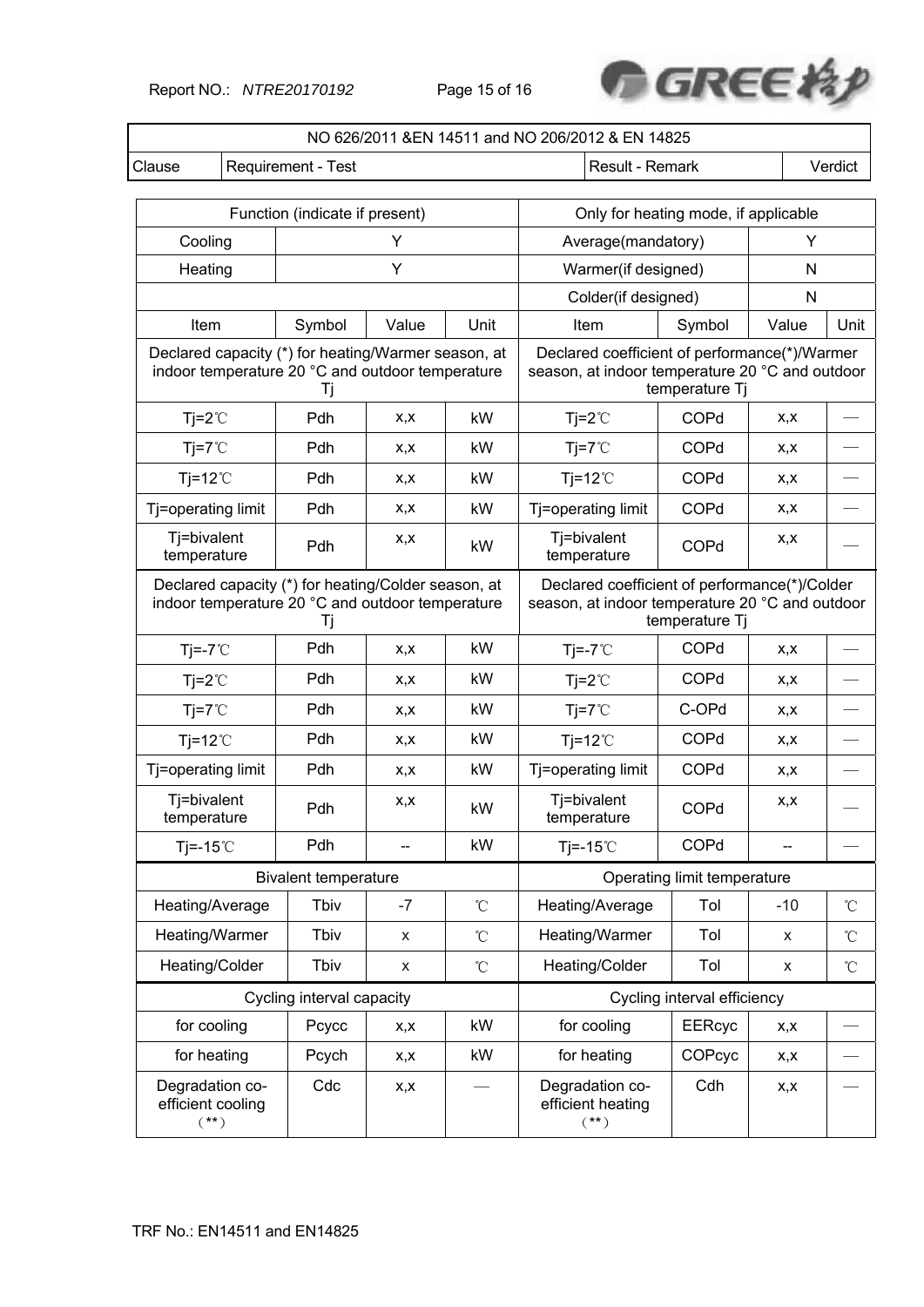| NO 626/2011 &EN 14511 and NO 206/2012 & EN 14825 | | | |
|---|---|---|---|
| Clause | Requirement - Test | Result - Remark | Verdict |

| Function (indicate if present) | | | | Only for heating mode, if applicable | | | |
|---|---|---|---|---|---|---|---|
| Cooling | Y | | | Average(mandatory) | | Y | |
| Heating | Y | | | Warmer(if designed) | | N | |
| | | | | Colder(if designed) | | N | |
| Item | Symbol | Value | Unit | Item | Symbol | Value | Unit |
| Declared capacity (*) for heating/Warmer season, at indoor temperature 20 °C and outdoor temperature Tj | | | | Declared coefficient of performance(*)/Warmer season, at indoor temperature 20 °C and outdoor temperature Tj | | | |
| Tj=2℃ | Pdh | x,x | kW | Tj=2℃ | COPd | x,x | — |
| Tj=7℃ | Pdh | x,x | kW | Tj=7℃ | COPd | x,x | — |
| Tj=12℃ | Pdh | x,x | kW | Tj=12℃ | COPd | x,x | — |
| Tj=operating limit | Pdh | x,x | kW | Tj=operating limit | COPd | x,x | — |
| Tj=bivalent temperature | Pdh | x,x | kW | Tj=bivalent temperature | COPd | x,x | — |
| Declared capacity (*) for heating/Colder season, at indoor temperature 20 °C and outdoor temperature Tj | | | | Declared coefficient of performance(*)/Colder season, at indoor temperature 20 °C and outdoor temperature Tj | | | |
| Tj=-7℃ | Pdh | x,x | kW | Tj=-7℃ | COPd | x,x | — |
| Tj=2℃ | Pdh | x,x | kW | Tj=2℃ | COPd | x,x | — |
| Tj=7℃ | Pdh | x,x | kW | Tj=7℃ | C-OPd | x,x | — |
| Tj=12℃ | Pdh | x,x | kW | Tj=12℃ | COPd | x,x | — |
| Tj=operating limit | Pdh | x,x | kW | Tj=operating limit | COPd | x,x | — |
| Tj=bivalent temperature | Pdh | x,x | kW | Tj=bivalent temperature | COPd | x,x | — |
| Tj=-15℃ | Pdh | -- | kW | Tj=-15℃ | COPd | -- | — |
| Bivalent temperature | | | | Operating limit temperature | | | |
| Heating/Average | Tbiv | -7 | ℃ | Heating/Average | Tol | -10 | ℃ |
| Heating/Warmer | Tbiv | x | ℃ | Heating/Warmer | Tol | x | ℃ |
| Heating/Colder | Tbiv | x | ℃ | Heating/Colder | Tol | x | ℃ |
| Cycling interval capacity | | | | Cycling interval efficiency | | | |
| for cooling | Pcycc | x,x | kW | for cooling | EERcyc | x,x | — |
| for heating | Pcych | x,x | kW | for heating | COPcyc | x,x | — |
| Degradation co-efficient cooling (**) | Cdc | x,x | — | Degradation co-efficient heating (**) | Cdh | x,x | — |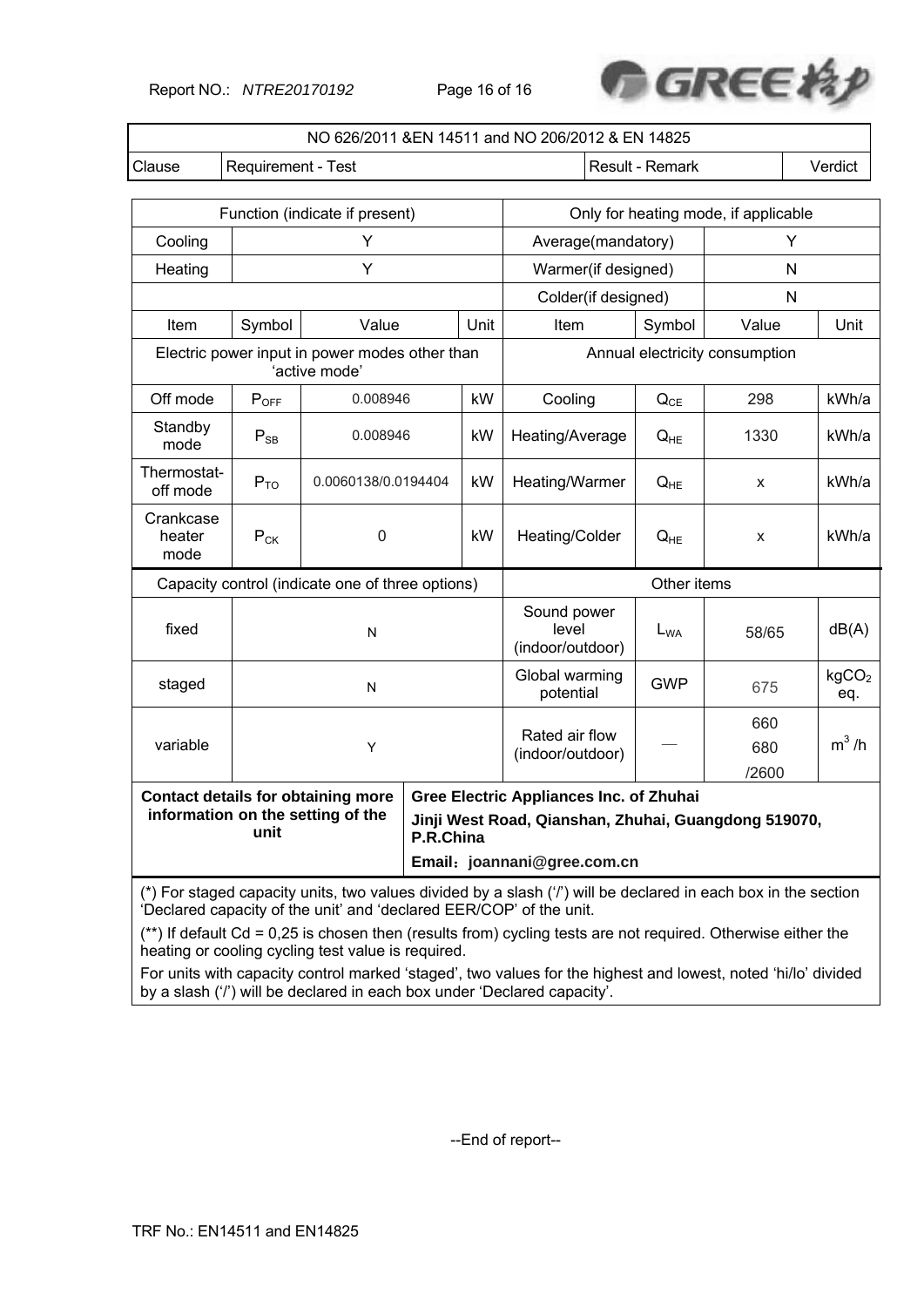| NO 626/2011 &EN 14511 and NO 206/2012 & EN 14825 | | | |
|---|---|---|---|
| Clause | Requirement - Test | Result - Remark | Verdict |

| Function (indicate if present) | | | | Only for heating mode, if applicable | | | |
|---|---|---|---|---|---|---|---|
| Cooling | Y | | | Average(mandatory) | | Y | |
| Heating | Y | | | Warmer(if designed) | | N | |
| | | | | Colder(if designed) | | N | |
| Item | Symbol | Value | Unit | Item | Symbol | Value | Unit |
| Electric power input in power modes other than 'active mode' | | | | Annual electricity consumption | | | |
| Off mode | $P_{OFF}$ | 0.008946 | kW | Cooling | $Q_{CE}$ | 298 | kWh/a |
| Standby mode | $P_{SB}$ | 0.008946 | kW | Heating/Average | $Q_{HE}$ | 1330 | kWh/a |
| Thermostat-off mode | $P_{TO}$ | 0.0060138/0.0194404 | kW | Heating/Warmer | $Q_{HE}$ | x | kWh/a |
| Crankcase heater mode | $P_{CK}$ | 0 | kW | Heating/Colder | $Q_{HE}$ | x | kWh/a |
| Capacity control (indicate one of three options) | | | | Other items | | | |
| fixed | N | | | Sound power level (indoor/outdoor) | $L_{WA}$ | 58/65 | dB(A) |
| staged | N | | | Global warming potential | GWP | 675 | $kgCO_2$ eq. |
| variable | Y | | | Rated air flow (indoor/outdoor) | — | 660 680 /2600 | $m^3$ /h |
| **Contact details for obtaining more information on the setting of the unit** | **Gree Electric Appliances Inc. of Zhuhai** **Jinji West Road, Qianshan, Zhuhai, Guangdong 519070, P.R.China** **Email：joannani@gree.com.cn** | | | | | | |

(*) For staged capacity units, two values divided by a slash ('/') will be declared in each box in the section 'Declared capacity of the unit' and 'declared EER/COP' of the unit.

(**) If default Cd = 0,25 is chosen then (results from) cycling tests are not required. Otherwise either the heating or cooling cycling test value is required.

For units with capacity control marked 'staged', two values for the highest and lowest, noted 'hi/lo' divided by a slash ('/') will be declared in each box under 'Declared capacity'.

--End of report--